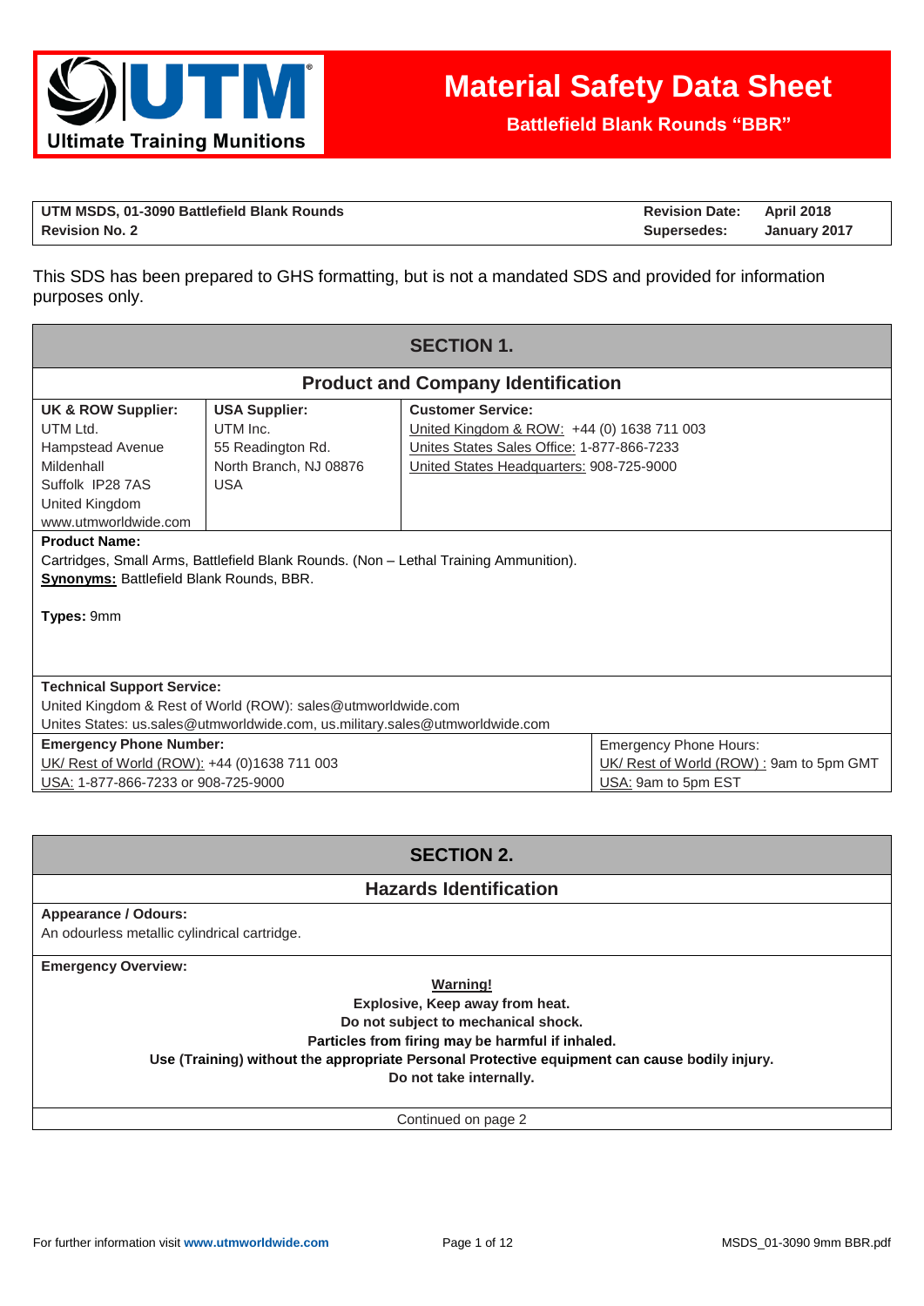# Material Safety Data Sheet

**Battlefield Blank Rounds "BBR"**

| **UTM MSDS, 01-3090 Battlefield Blank Rounds** | **Revision Date:** | **April 2018** |
|---|---|---|
| **Revision No. 2** | **Supersedes:** | **January 2017** |

This SDS has been prepared to GHS formatting, but is not a mandated SDS and provided for information purposes only.

## SECTION 1.

### Product and Company Identification

| **UK & ROW Supplier:** | **USA Supplier:** | **Customer Service:** |
|---|---|---|
| UTM Ltd.<br>Hampstead Avenue<br>Mildenhall<br>Suffolk IP28 7AS<br>United Kingdom<br>www.utmworldwide.com | UTM Inc.<br>55 Readington Rd.<br>North Branch, NJ 08876<br>USA | United Kingdom & ROW: +44 (0) 1638 711 003<br>Unites States Sales Office: 1-877-866-7233<br>United States Headquarters: 908-725-9000 |

**Product Name:**
Cartridges, Small Arms, Battlefield Blank Rounds. (Non – Lethal Training Ammunition).
**Synonyms:** Battlefield Blank Rounds, BBR.

**Types:** 9mm

**Technical Support Service:**
United Kingdom & Rest of World (ROW): sales@utmworldwide.com
Unites States: us.sales@utmworldwide.com, us.military.sales@utmworldwide.com

| **Emergency Phone Number:** | Emergency Phone Hours: |
|---|---|
| UK/ Rest of World (ROW): +44 (0)1638 711 003 | UK/ Rest of World (ROW) : 9am to 5pm GMT |
| USA: 1-877-866-7233 or 908-725-9000 | USA: 9am to 5pm EST |

## SECTION 2.

### Hazards Identification

**Appearance / Odours:**
An odourless metallic cylindrical cartridge.

**Emergency Overview:**

**Warning!**
**Explosive, Keep away from heat.**
**Do not subject to mechanical shock.**
**Particles from firing may be harmful if inhaled.**
**Use (Training) without the appropriate Personal Protective equipment can cause bodily injury.**
**Do not take internally.**

Continued on page 2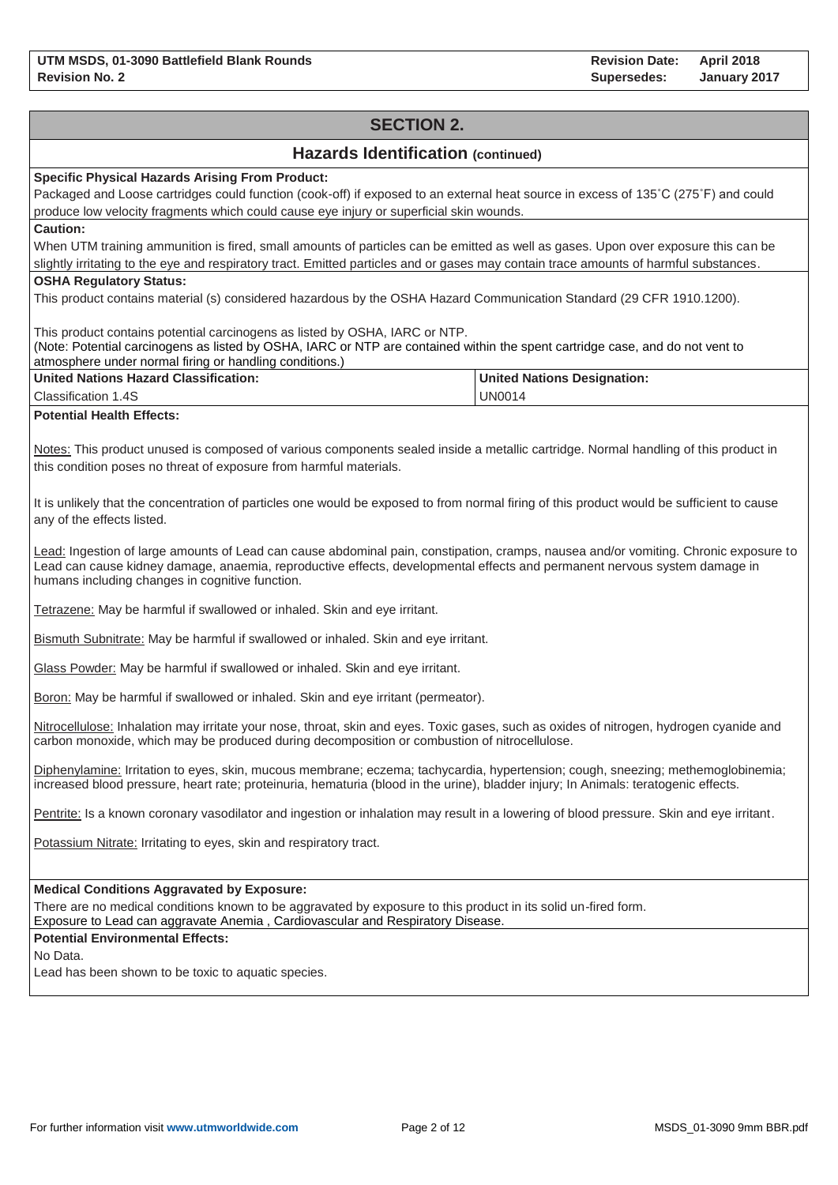## SECTION 2.

### Hazards Identification (continued)

**Specific Physical Hazards Arising From Product:**

Packaged and Loose cartridges could function (cook-off) if exposed to an external heat source in excess of 135˚C (275˚F) and could produce low velocity fragments which could cause eye injury or superficial skin wounds.

**Caution:**

When UTM training ammunition is fired, small amounts of particles can be emitted as well as gases. Upon over exposure this can be slightly irritating to the eye and respiratory tract. Emitted particles and or gases may contain trace amounts of harmful substances.

**OSHA Regulatory Status:**

This product contains material (s) considered hazardous by the OSHA Hazard Communication Standard (29 CFR 1910.1200).

This product contains potential carcinogens as listed by OSHA, IARC or NTP.
(Note: Potential carcinogens as listed by OSHA, IARC or NTP are contained within the spent cartridge case, and do not vent to atmosphere under normal firing or handling conditions.)

| United Nations Hazard Classification: | United Nations Designation: |
|---|---|
| Classification 1.4S | UN0014 |

**Potential Health Effects:**

Notes: This product unused is composed of various components sealed inside a metallic cartridge. Normal handling of this product in this condition poses no threat of exposure from harmful materials.

It is unlikely that the concentration of particles one would be exposed to from normal firing of this product would be sufficient to cause any of the effects listed.

Lead: Ingestion of large amounts of Lead can cause abdominal pain, constipation, cramps, nausea and/or vomiting. Chronic exposure to Lead can cause kidney damage, anaemia, reproductive effects, developmental effects and permanent nervous system damage in humans including changes in cognitive function.

Tetrazene: May be harmful if swallowed or inhaled. Skin and eye irritant.

Bismuth Subnitrate: May be harmful if swallowed or inhaled. Skin and eye irritant.

Glass Powder: May be harmful if swallowed or inhaled. Skin and eye irritant.

Boron: May be harmful if swallowed or inhaled. Skin and eye irritant (permeator).

Nitrocellulose: Inhalation may irritate your nose, throat, skin and eyes. Toxic gases, such as oxides of nitrogen, hydrogen cyanide and carbon monoxide, which may be produced during decomposition or combustion of nitrocellulose.

Diphenylamine: Irritation to eyes, skin, mucous membrane; eczema; tachycardia, hypertension; cough, sneezing; methemoglobinemia; increased blood pressure, heart rate; proteinuria, hematuria (blood in the urine), bladder injury; In Animals: teratogenic effects.

Pentrite: Is a known coronary vasodilator and ingestion or inhalation may result in a lowering of blood pressure. Skin and eye irritant.

Potassium Nitrate: Irritating to eyes, skin and respiratory tract.

**Medical Conditions Aggravated by Exposure:**

There are no medical conditions known to be aggravated by exposure to this product in its solid un-fired form.
Exposure to Lead can aggravate Anemia , Cardiovascular and Respiratory Disease.

**Potential Environmental Effects:**

No Data.
Lead has been shown to be toxic to aquatic species.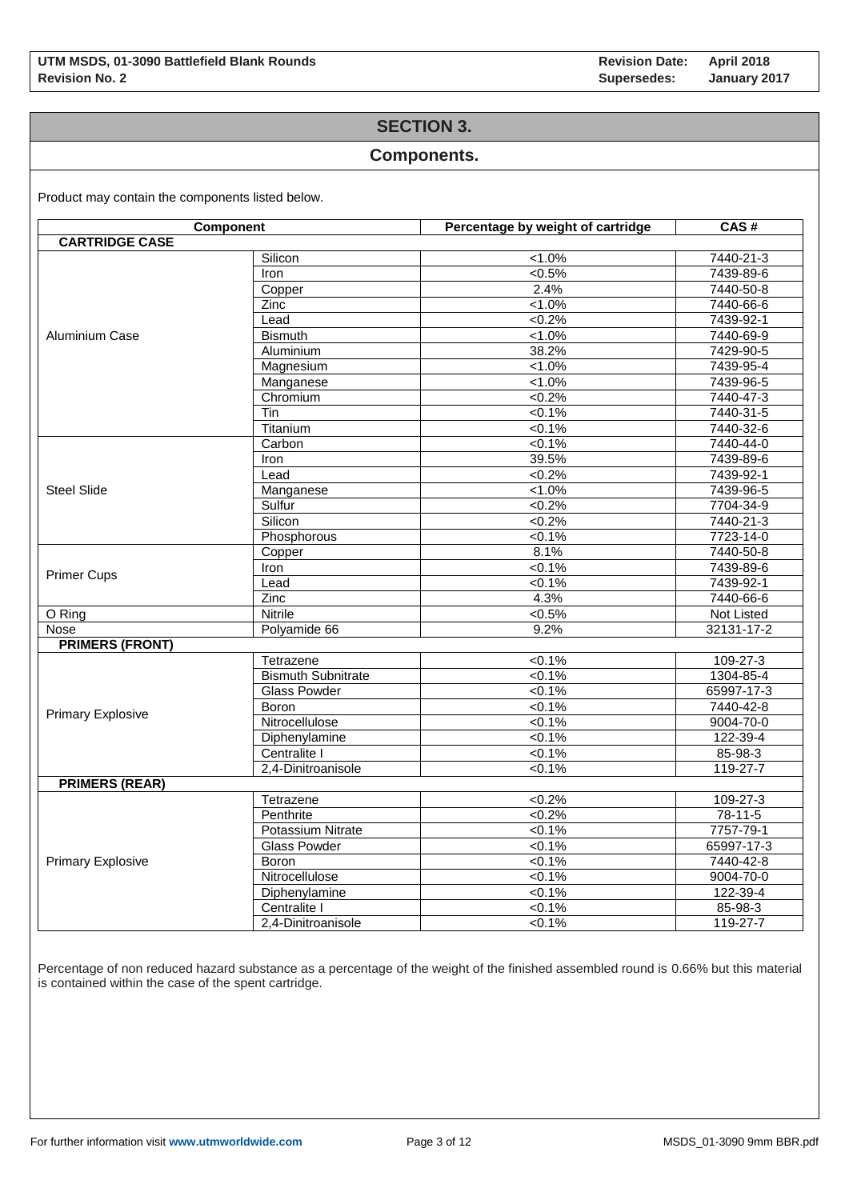## SECTION 3.

## Components.

Product may contain the components listed below.

| Component | | Percentage by weight of cartridge | CAS # |
|---|---|---|---|
| **CARTRIDGE CASE** | | | |
| Aluminium Case | Silicon | <1.0% | 7440-21-3 |
| | Iron | <0.5% | 7439-89-6 |
| | Copper | 2.4% | 7440-50-8 |
| | Zinc | <1.0% | 7440-66-6 |
| | Lead | <0.2% | 7439-92-1 |
| | Bismuth | <1.0% | 7440-69-9 |
| | Aluminium | 38.2% | 7429-90-5 |
| | Magnesium | <1.0% | 7439-95-4 |
| | Manganese | <1.0% | 7439-96-5 |
| | Chromium | <0.2% | 7440-47-3 |
| | Tin | <0.1% | 7440-31-5 |
| | Titanium | <0.1% | 7440-32-6 |
| Steel Slide | Carbon | <0.1% | 7440-44-0 |
| | Iron | 39.5% | 7439-89-6 |
| | Lead | <0.2% | 7439-92-1 |
| | Manganese | <1.0% | 7439-96-5 |
| | Sulfur | <0.2% | 7704-34-9 |
| | Silicon | <0.2% | 7440-21-3 |
| | Phosphorous | <0.1% | 7723-14-0 |
| Primer Cups | Copper | 8.1% | 7440-50-8 |
| | Iron | <0.1% | 7439-89-6 |
| | Lead | <0.1% | 7439-92-1 |
| | Zinc | 4.3% | 7440-66-6 |
| O Ring | Nitrile | <0.5% | Not Listed |
| Nose | Polyamide 66 | 9.2% | 32131-17-2 |
| **PRIMERS (FRONT)** | | | |
| Primary Explosive | Tetrazene | <0.1% | 109-27-3 |
| | Bismuth Subnitrate | <0.1% | 1304-85-4 |
| | Glass Powder | <0.1% | 65997-17-3 |
| | Boron | <0.1% | 7440-42-8 |
| | Nitrocellulose | <0.1% | 9004-70-0 |
| | Diphenylamine | <0.1% | 122-39-4 |
| | Centralite I | <0.1% | 85-98-3 |
| | 2,4-Dinitroanisole | <0.1% | 119-27-7 |
| **PRIMERS (REAR)** | | | |
| Primary Explosive | Tetrazene | <0.2% | 109-27-3 |
| | Penthrite | <0.2% | 78-11-5 |
| | Potassium Nitrate | <0.1% | 7757-79-1 |
| | Glass Powder | <0.1% | 65997-17-3 |
| | Boron | <0.1% | 7440-42-8 |
| | Nitrocellulose | <0.1% | 9004-70-0 |
| | Diphenylamine | <0.1% | 122-39-4 |
| | Centralite I | <0.1% | 85-98-3 |
| | 2,4-Dinitroanisole | <0.1% | 119-27-7 |

Percentage of non reduced hazard substance as a percentage of the weight of the finished assembled round is 0.66% but this material is contained within the case of the spent cartridge.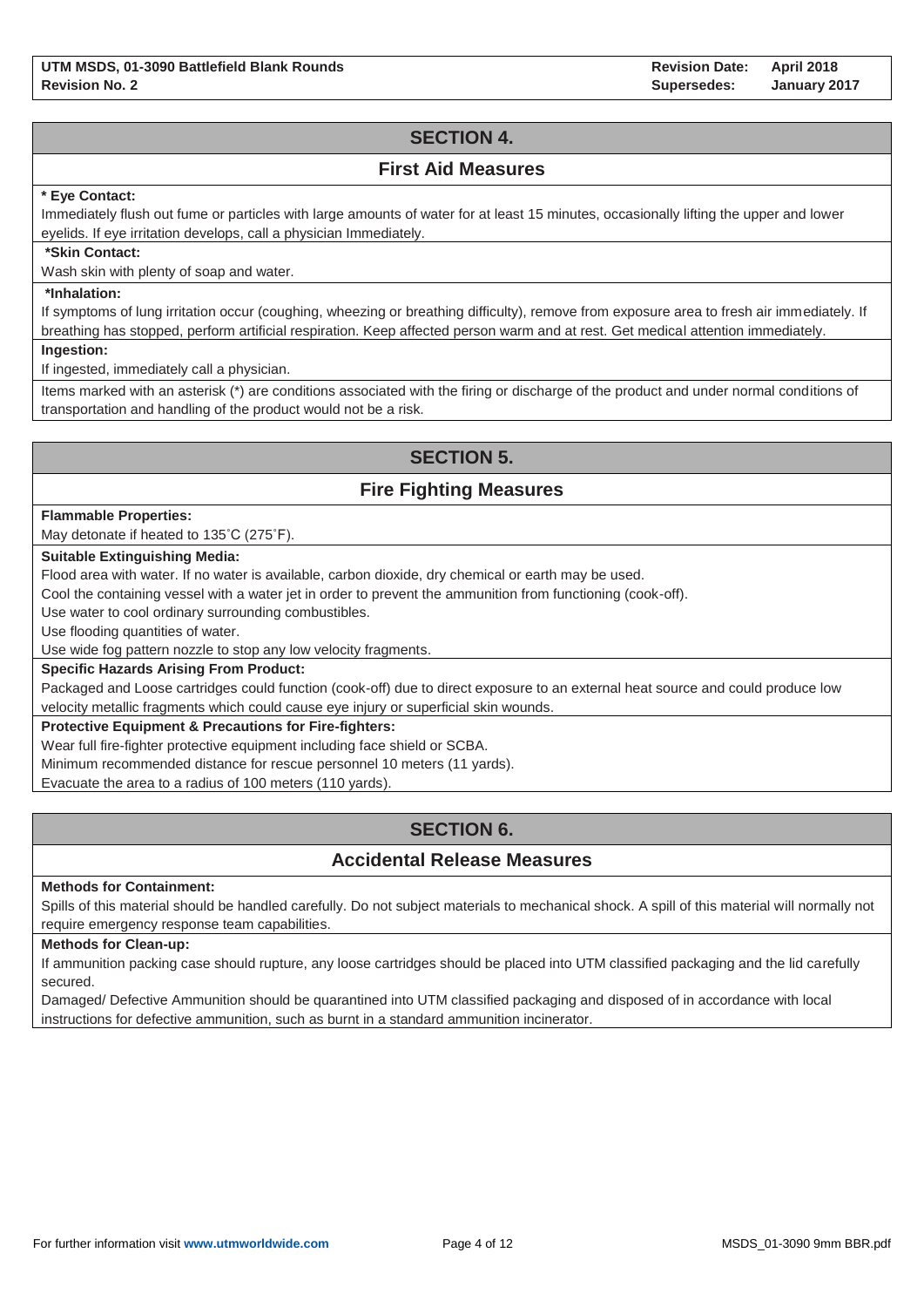## SECTION 4.

### First Aid Measures

**\* Eye Contact:**

Immediately flush out fume or particles with large amounts of water for at least 15 minutes, occasionally lifting the upper and lower eyelids. If eye irritation develops, call a physician Immediately.

**\*Skin Contact:**

Wash skin with plenty of soap and water.

**\*Inhalation:**

If symptoms of lung irritation occur (coughing, wheezing or breathing difficulty), remove from exposure area to fresh air immediately. If breathing has stopped, perform artificial respiration. Keep affected person warm and at rest. Get medical attention immediately.

**Ingestion:**

If ingested, immediately call a physician.

Items marked with an asterisk (*) are conditions associated with the firing or discharge of the product and under normal conditions of transportation and handling of the product would not be a risk.

## SECTION 5.

### Fire Fighting Measures

**Flammable Properties:**

May detonate if heated to 135˚C (275˚F).

**Suitable Extinguishing Media:**

Flood area with water. If no water is available, carbon dioxide, dry chemical or earth may be used.

Cool the containing vessel with a water jet in order to prevent the ammunition from functioning (cook-off).

Use water to cool ordinary surrounding combustibles.

Use flooding quantities of water.

Use wide fog pattern nozzle to stop any low velocity fragments.

**Specific Hazards Arising From Product:**

Packaged and Loose cartridges could function (cook-off) due to direct exposure to an external heat source and could produce low velocity metallic fragments which could cause eye injury or superficial skin wounds.

**Protective Equipment & Precautions for Fire-fighters:**

Wear full fire-fighter protective equipment including face shield or SCBA.

Minimum recommended distance for rescue personnel 10 meters (11 yards).

Evacuate the area to a radius of 100 meters (110 yards).

## SECTION 6.

### Accidental Release Measures

**Methods for Containment:**

Spills of this material should be handled carefully. Do not subject materials to mechanical shock. A spill of this material will normally not require emergency response team capabilities.

**Methods for Clean-up:**

If ammunition packing case should rupture, any loose cartridges should be placed into UTM classified packaging and the lid carefully secured.

Damaged/ Defective Ammunition should be quarantined into UTM classified packaging and disposed of in accordance with local instructions for defective ammunition, such as burnt in a standard ammunition incinerator.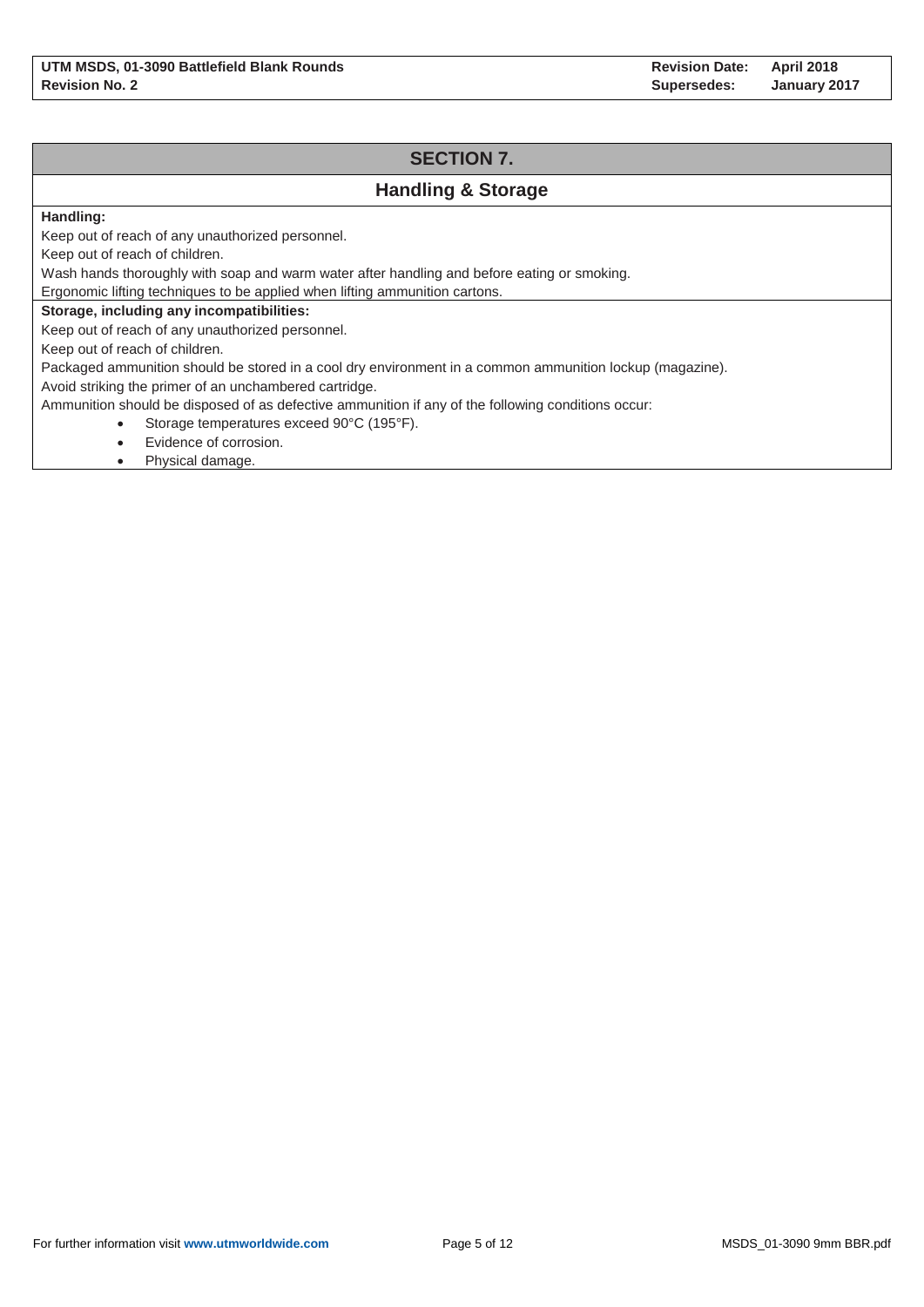## SECTION 7.

## Handling & Storage

**Handling:**

Keep out of reach of any unauthorized personnel.

Keep out of reach of children.

Wash hands thoroughly with soap and warm water after handling and before eating or smoking.

Ergonomic lifting techniques to be applied when lifting ammunition cartons.

**Storage, including any incompatibilities:**

Keep out of reach of any unauthorized personnel.

Keep out of reach of children.

Packaged ammunition should be stored in a cool dry environment in a common ammunition lockup (magazine).

Avoid striking the primer of an unchambered cartridge.

Ammunition should be disposed of as defective ammunition if any of the following conditions occur:

- Storage temperatures exceed 90°C (195°F).
- Evidence of corrosion.
- Physical damage.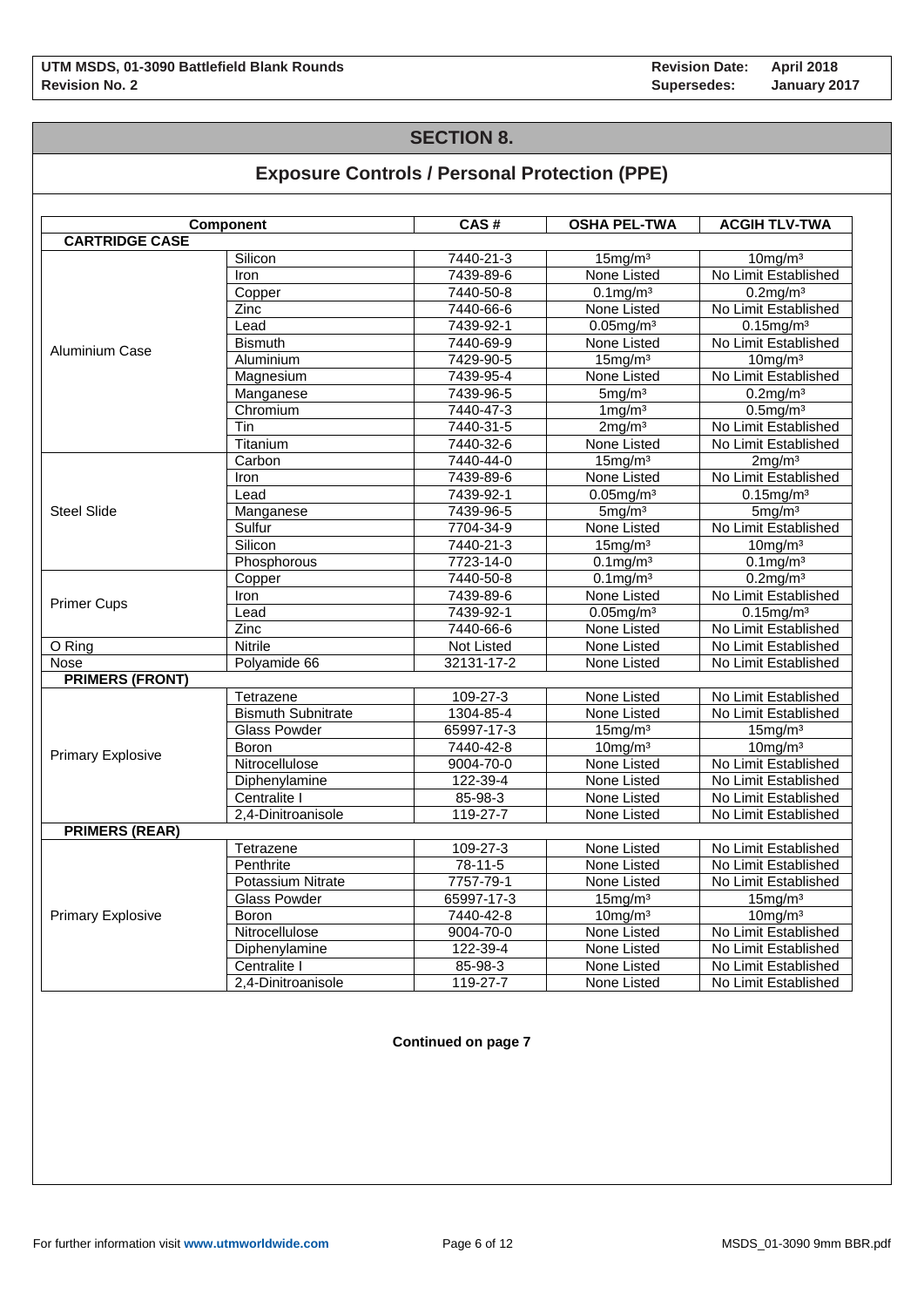## SECTION 8.

## Exposure Controls / Personal Protection (PPE)

| Component | | CAS # | OSHA PEL-TWA | ACGIH TLV-TWA |
|---|---|---|---|---|
| **CARTRIDGE CASE** | | | | |
| Aluminium Case | Silicon | 7440-21-3 | 15mg/m³ | 10mg/m³ |
| | Iron | 7439-89-6 | None Listed | No Limit Established |
| | Copper | 7440-50-8 | 0.1mg/m³ | 0.2mg/m³ |
| | Zinc | 7440-66-6 | None Listed | No Limit Established |
| | Lead | 7439-92-1 | 0.05mg/m³ | 0.15mg/m³ |
| | Bismuth | 7440-69-9 | None Listed | No Limit Established |
| | Aluminium | 7429-90-5 | 15mg/m³ | 10mg/m³ |
| | Magnesium | 7439-95-4 | None Listed | No Limit Established |
| | Manganese | 7439-96-5 | 5mg/m³ | 0.2mg/m³ |
| | Chromium | 7440-47-3 | 1mg/m³ | 0.5mg/m³ |
| | Tin | 7440-31-5 | 2mg/m³ | No Limit Established |
| | Titanium | 7440-32-6 | None Listed | No Limit Established |
| Steel Slide | Carbon | 7440-44-0 | 15mg/m³ | 2mg/m³ |
| | Iron | 7439-89-6 | None Listed | No Limit Established |
| | Lead | 7439-92-1 | 0.05mg/m³ | 0.15mg/m³ |
| | Manganese | 7439-96-5 | 5mg/m³ | 5mg/m³ |
| | Sulfur | 7704-34-9 | None Listed | No Limit Established |
| | Silicon | 7440-21-3 | 15mg/m³ | 10mg/m³ |
| | Phosphorous | 7723-14-0 | 0.1mg/m³ | 0.1mg/m³ |
| Primer Cups | Copper | 7440-50-8 | 0.1mg/m³ | 0.2mg/m³ |
| | Iron | 7439-89-6 | None Listed | No Limit Established |
| | Lead | 7439-92-1 | 0.05mg/m³ | 0.15mg/m³ |
| | Zinc | 7440-66-6 | None Listed | No Limit Established |
| O Ring | Nitrile | Not Listed | None Listed | No Limit Established |
| Nose | Polyamide 66 | 32131-17-2 | None Listed | No Limit Established |
| **PRIMERS (FRONT)** | | | | |
| Primary Explosive | Tetrazene | 109-27-3 | None Listed | No Limit Established |
| | Bismuth Subnitrate | 1304-85-4 | None Listed | No Limit Established |
| | Glass Powder | 65997-17-3 | 15mg/m³ | 15mg/m³ |
| | Boron | 7440-42-8 | 10mg/m³ | 10mg/m³ |
| | Nitrocellulose | 9004-70-0 | None Listed | No Limit Established |
| | Diphenylamine | 122-39-4 | None Listed | No Limit Established |
| | Centralite I | 85-98-3 | None Listed | No Limit Established |
| | 2,4-Dinitroanisole | 119-27-7 | None Listed | No Limit Established |
| **PRIMERS (REAR)** | | | | |
| Primary Explosive | Tetrazene | 109-27-3 | None Listed | No Limit Established |
| | Penthrite | 78-11-5 | None Listed | No Limit Established |
| | Potassium Nitrate | 7757-79-1 | None Listed | No Limit Established |
| | Glass Powder | 65997-17-3 | 15mg/m³ | 15mg/m³ |
| | Boron | 7440-42-8 | 10mg/m³ | 10mg/m³ |
| | Nitrocellulose | 9004-70-0 | None Listed | No Limit Established |
| | Diphenylamine | 122-39-4 | None Listed | No Limit Established |
| | Centralite I | 85-98-3 | None Listed | No Limit Established |
| | 2,4-Dinitroanisole | 119-27-7 | None Listed | No Limit Established |

**Continued on page 7**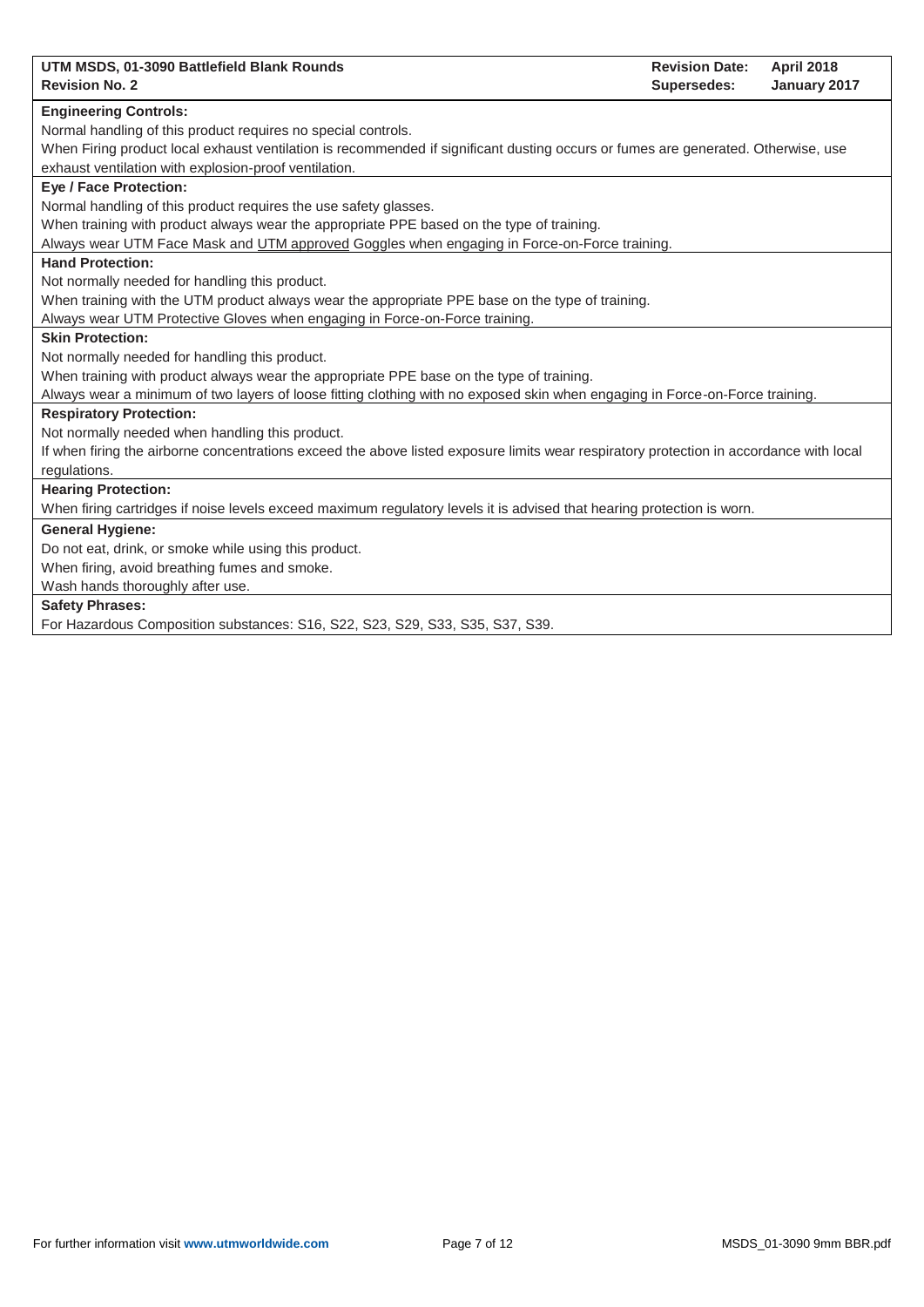**Engineering Controls:**

Normal handling of this product requires no special controls.

When Firing product local exhaust ventilation is recommended if significant dusting occurs or fumes are generated. Otherwise, use exhaust ventilation with explosion-proof ventilation.

**Eye / Face Protection:**

Normal handling of this product requires the use safety glasses.

When training with product always wear the appropriate PPE based on the type of training.

Always wear UTM Face Mask and UTM approved Goggles when engaging in Force-on-Force training.

**Hand Protection:**

Not normally needed for handling this product.

When training with the UTM product always wear the appropriate PPE base on the type of training.

Always wear UTM Protective Gloves when engaging in Force-on-Force training.

**Skin Protection:**

Not normally needed for handling this product.

When training with product always wear the appropriate PPE base on the type of training.

Always wear a minimum of two layers of loose fitting clothing with no exposed skin when engaging in Force-on-Force training.

**Respiratory Protection:**

Not normally needed when handling this product.

If when firing the airborne concentrations exceed the above listed exposure limits wear respiratory protection in accordance with local regulations.

**Hearing Protection:**

When firing cartridges if noise levels exceed maximum regulatory levels it is advised that hearing protection is worn.

**General Hygiene:**

Do not eat, drink, or smoke while using this product.

When firing, avoid breathing fumes and smoke.

Wash hands thoroughly after use.

**Safety Phrases:**

For Hazardous Composition substances: S16, S22, S23, S29, S33, S35, S37, S39.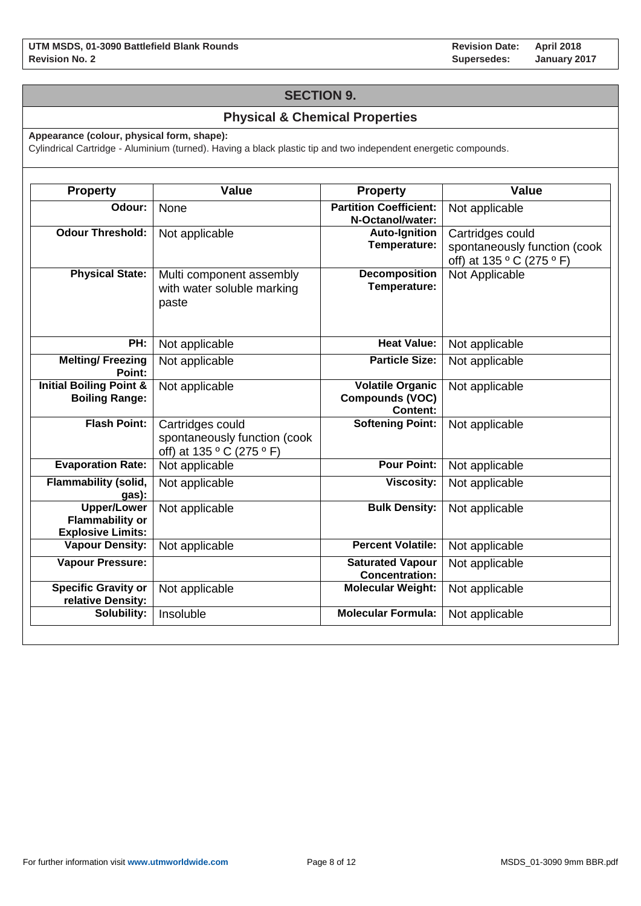## SECTION 9.

## Physical & Chemical Properties

**Appearance (colour, physical form, shape):**
Cylindrical Cartridge - Aluminium (turned). Having a black plastic tip and two independent energetic compounds.

| Property | Value | Property | Value |
|---|---|---|---|
| **Odour:** | None | **Partition Coefficient: N-Octanol/water:** | Not applicable |
| **Odour Threshold:** | Not applicable | **Auto-Ignition Temperature:** | Cartridges could spontaneously function (cook off) at 135 º C (275 º F) |
| **Physical State:** | Multi component assembly with water soluble marking paste | **Decomposition Temperature:** | Not Applicable |
| **PH:** | Not applicable | **Heat Value:** | Not applicable |
| **Melting/ Freezing Point:** | Not applicable | **Particle Size:** | Not applicable |
| **Initial Boiling Point & Boiling Range:** | Not applicable | **Volatile Organic Compounds (VOC) Content:** | Not applicable |
| **Flash Point:** | Cartridges could spontaneously function (cook off) at 135 º C (275 º F) | **Softening Point:** | Not applicable |
| **Evaporation Rate:** | Not applicable | **Pour Point:** | Not applicable |
| **Flammability (solid, gas):** | Not applicable | **Viscosity:** | Not applicable |
| **Upper/Lower Flammability or Explosive Limits:** | Not applicable | **Bulk Density:** | Not applicable |
| **Vapour Density:** | Not applicable | **Percent Volatile:** | Not applicable |
| **Vapour Pressure:** | | **Saturated Vapour Concentration:** | Not applicable |
| **Specific Gravity or relative Density:** | Not applicable | **Molecular Weight:** | Not applicable |
| **Solubility:** | Insoluble | **Molecular Formula:** | Not applicable |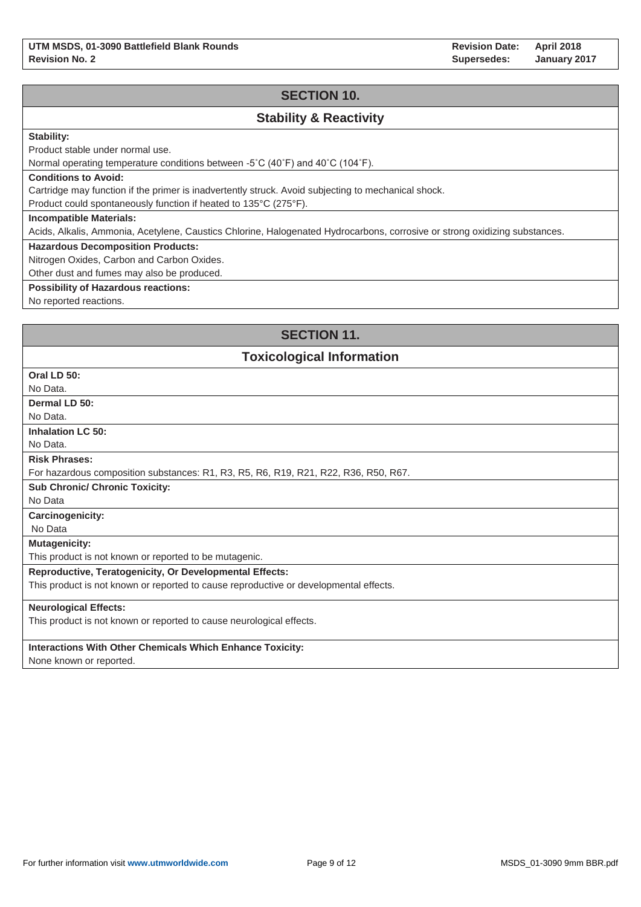## SECTION 10.

### Stability & Reactivity

**Stability:**

Product stable under normal use.

Normal operating temperature conditions between -5˚C (40˚F) and 40˚C (104˚F).

**Conditions to Avoid:**

Cartridge may function if the primer is inadvertently struck. Avoid subjecting to mechanical shock.

Product could spontaneously function if heated to 135°C (275°F).

**Incompatible Materials:**

Acids, Alkalis, Ammonia, Acetylene, Caustics Chlorine, Halogenated Hydrocarbons, corrosive or strong oxidizing substances.

**Hazardous Decomposition Products:**

Nitrogen Oxides, Carbon and Carbon Oxides.

Other dust and fumes may also be produced.

**Possibility of Hazardous reactions:**

No reported reactions.

## SECTION 11.

### Toxicological Information

**Oral LD 50:**

No Data.

**Dermal LD 50:**

No Data.

**Inhalation LC 50:**

No Data.

**Risk Phrases:**

For hazardous composition substances: R1, R3, R5, R6, R19, R21, R22, R36, R50, R67.

**Sub Chronic/ Chronic Toxicity:**

No Data

**Carcinogenicity:**

No Data

**Mutagenicity:**

This product is not known or reported to be mutagenic.

**Reproductive, Teratogenicity, Or Developmental Effects:**

This product is not known or reported to cause reproductive or developmental effects.

**Neurological Effects:**

This product is not known or reported to cause neurological effects.

**Interactions With Other Chemicals Which Enhance Toxicity:**

None known or reported.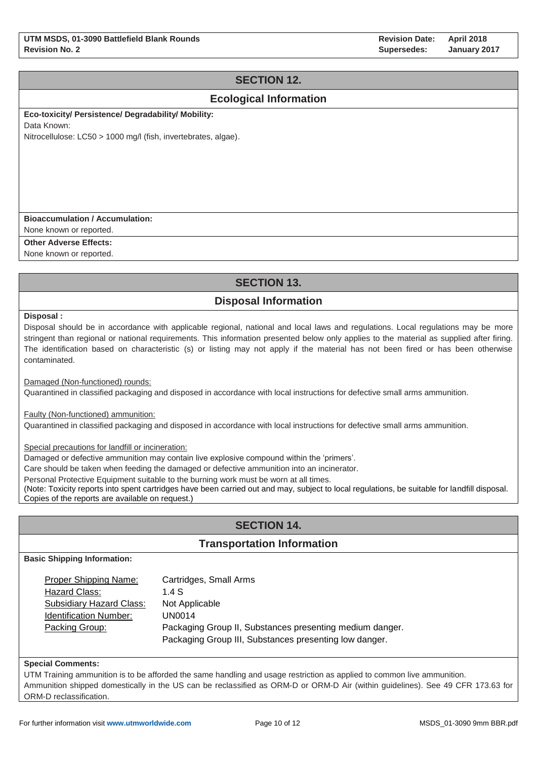## SECTION 12.

## Ecological Information

**Eco-toxicity/ Persistence/ Degradability/ Mobility:**

Data Known:

Nitrocellulose: LC50 > 1000 mg/l (fish, invertebrates, algae).

**Bioaccumulation / Accumulation:**

None known or reported.

**Other Adverse Effects:**

None known or reported.

## SECTION 13.

## Disposal Information

**Disposal :**

Disposal should be in accordance with applicable regional, national and local laws and regulations. Local regulations may be more stringent than regional or national requirements. This information presented below only applies to the material as supplied after firing. The identification based on characteristic (s) or listing may not apply if the material has not been fired or has been otherwise contaminated.

Damaged (Non-functioned) rounds:

Quarantined in classified packaging and disposed in accordance with local instructions for defective small arms ammunition.

Faulty (Non-functioned) ammunition:

Quarantined in classified packaging and disposed in accordance with local instructions for defective small arms ammunition.

Special precautions for landfill or incineration:

Damaged or defective ammunition may contain live explosive compound within the 'primers'.

Care should be taken when feeding the damaged or defective ammunition into an incinerator.

Personal Protective Equipment suitable to the burning work must be worn at all times.

(Note: Toxicity reports into spent cartridges have been carried out and may, subject to local regulations, be suitable for landfill disposal. Copies of the reports are available on request.)

## SECTION 14.

## Transportation Information

**Basic Shipping Information:**

| | |
|---|---|
| Proper Shipping Name: | Cartridges, Small Arms |
| Hazard Class: | 1.4 S |
| Subsidiary Hazard Class: | Not Applicable |
| Identification Number: | UN0014 |
| Packing Group: | Packaging Group II, Substances presenting medium danger.<br>Packaging Group III, Substances presenting low danger. |

**Special Comments:**

UTM Training ammunition is to be afforded the same handling and usage restriction as applied to common live ammunition.

Ammunition shipped domestically in the US can be reclassified as ORM-D or ORM-D Air (within guidelines). See 49 CFR 173.63 for ORM-D reclassification.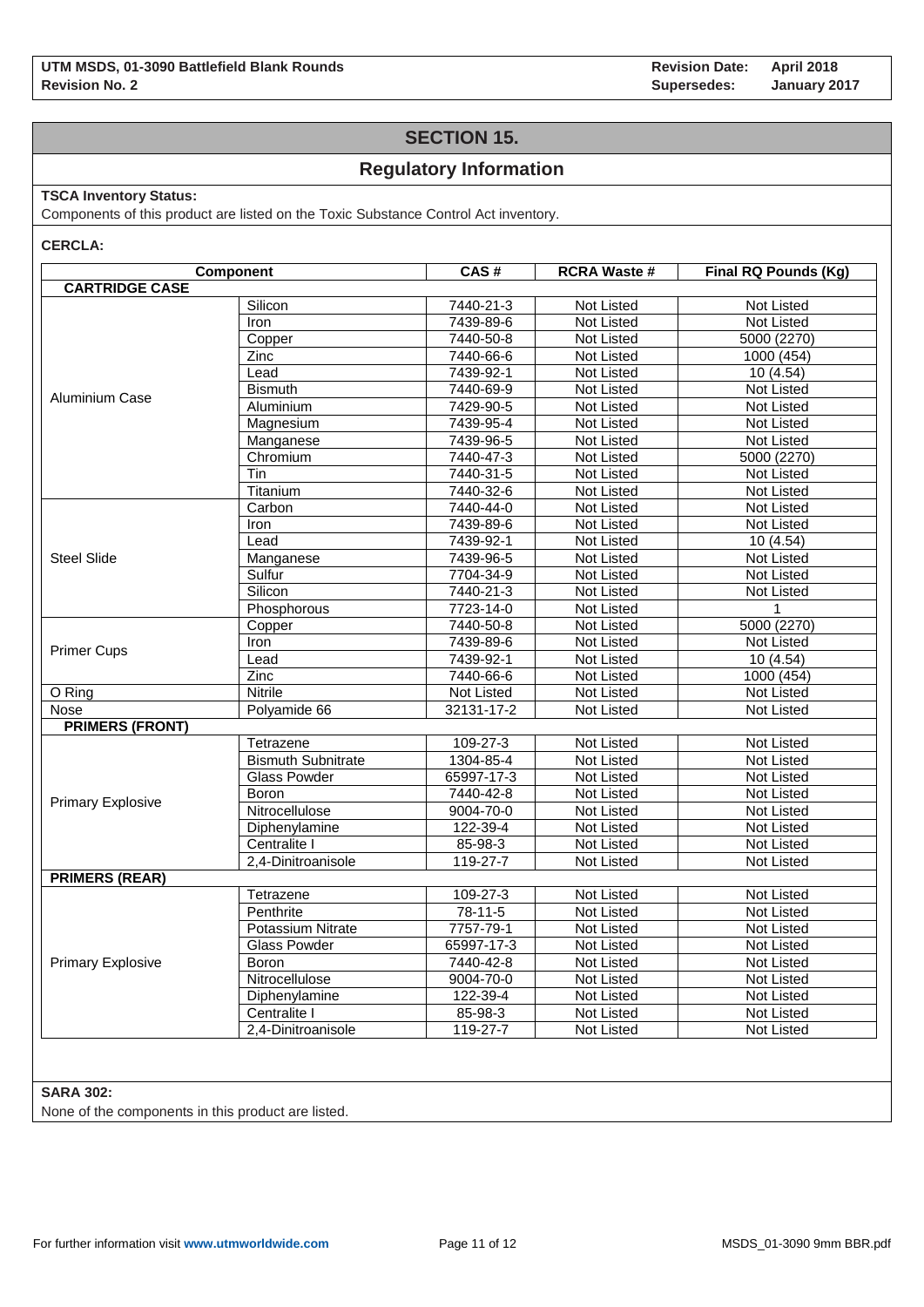## SECTION 15.

## Regulatory Information

**TSCA Inventory Status:**

Components of this product are listed on the Toxic Substance Control Act inventory.

**CERCLA:**

| Component | | CAS # | RCRA Waste # | Final RQ Pounds (Kg) |
|---|---|---|---|---|
| **CARTRIDGE CASE** | | | | |
| Aluminium Case | Silicon | 7440-21-3 | Not Listed | Not Listed |
| | Iron | 7439-89-6 | Not Listed | Not Listed |
| | Copper | 7440-50-8 | Not Listed | 5000 (2270) |
| | Zinc | 7440-66-6 | Not Listed | 1000 (454) |
| | Lead | 7439-92-1 | Not Listed | 10 (4.54) |
| | Bismuth | 7440-69-9 | Not Listed | Not Listed |
| | Aluminium | 7429-90-5 | Not Listed | Not Listed |
| | Magnesium | 7439-95-4 | Not Listed | Not Listed |
| | Manganese | 7439-96-5 | Not Listed | Not Listed |
| | Chromium | 7440-47-3 | Not Listed | 5000 (2270) |
| | Tin | 7440-31-5 | Not Listed | Not Listed |
| | Titanium | 7440-32-6 | Not Listed | Not Listed |
| Steel Slide | Carbon | 7440-44-0 | Not Listed | Not Listed |
| | Iron | 7439-89-6 | Not Listed | Not Listed |
| | Lead | 7439-92-1 | Not Listed | 10 (4.54) |
| | Manganese | 7439-96-5 | Not Listed | Not Listed |
| | Sulfur | 7704-34-9 | Not Listed | Not Listed |
| | Silicon | 7440-21-3 | Not Listed | Not Listed |
| | Phosphorous | 7723-14-0 | Not Listed | 1 |
| Primer Cups | Copper | 7440-50-8 | Not Listed | 5000 (2270) |
| | Iron | 7439-89-6 | Not Listed | Not Listed |
| | Lead | 7439-92-1 | Not Listed | 10 (4.54) |
| | Zinc | 7440-66-6 | Not Listed | 1000 (454) |
| O Ring | Nitrile | Not Listed | Not Listed | Not Listed |
| Nose | Polyamide 66 | 32131-17-2 | Not Listed | Not Listed |
| **PRIMERS (FRONT)** | | | | |
| Primary Explosive | Tetrazene | 109-27-3 | Not Listed | Not Listed |
| | Bismuth Subnitrate | 1304-85-4 | Not Listed | Not Listed |
| | Glass Powder | 65997-17-3 | Not Listed | Not Listed |
| | Boron | 7440-42-8 | Not Listed | Not Listed |
| | Nitrocellulose | 9004-70-0 | Not Listed | Not Listed |
| | Diphenylamine | 122-39-4 | Not Listed | Not Listed |
| | Centralite I | 85-98-3 | Not Listed | Not Listed |
| | 2,4-Dinitroanisole | 119-27-7 | Not Listed | Not Listed |
| **PRIMERS (REAR)** | | | | |
| Primary Explosive | Tetrazene | 109-27-3 | Not Listed | Not Listed |
| | Penthrite | 78-11-5 | Not Listed | Not Listed |
| | Potassium Nitrate | 7757-79-1 | Not Listed | Not Listed |
| | Glass Powder | 65997-17-3 | Not Listed | Not Listed |
| | Boron | 7440-42-8 | Not Listed | Not Listed |
| | Nitrocellulose | 9004-70-0 | Not Listed | Not Listed |
| | Diphenylamine | 122-39-4 | Not Listed | Not Listed |
| | Centralite I | 85-98-3 | Not Listed | Not Listed |
| | 2,4-Dinitroanisole | 119-27-7 | Not Listed | Not Listed |

**SARA 302:**

None of the components in this product are listed.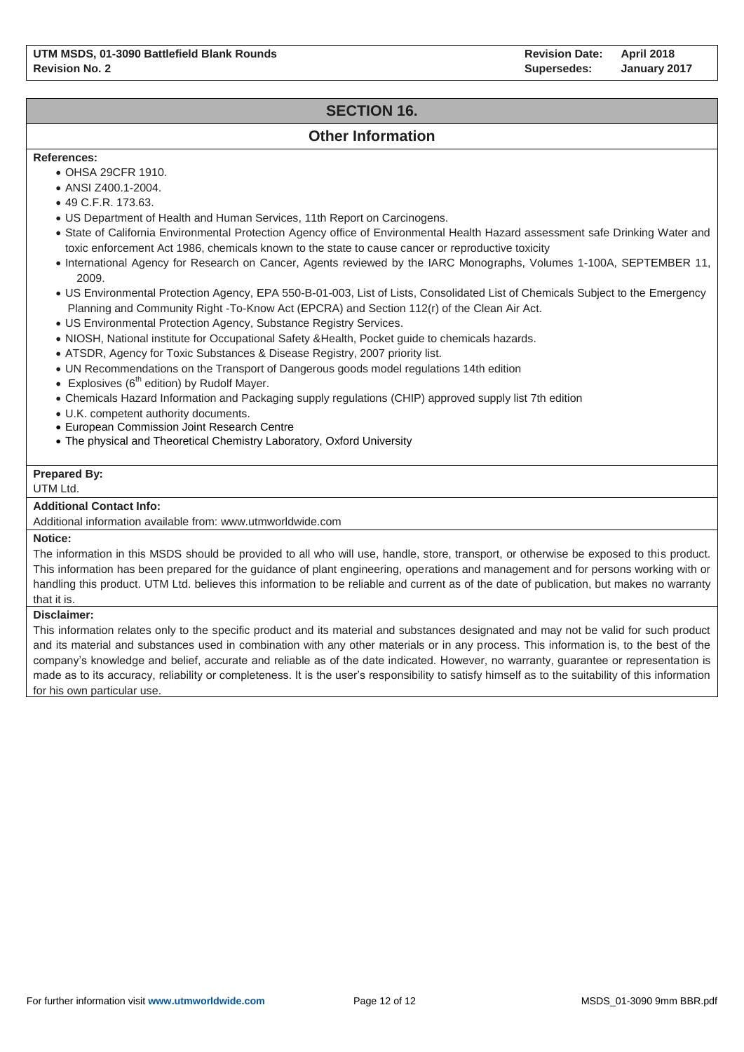## SECTION 16.

### Other Information

**References:**

- OHSA 29CFR 1910.
- ANSI Z400.1-2004.
- 49 C.F.R. 173.63.
- US Department of Health and Human Services, 11th Report on Carcinogens.
- State of California Environmental Protection Agency office of Environmental Health Hazard assessment safe Drinking Water and toxic enforcement Act 1986, chemicals known to the state to cause cancer or reproductive toxicity
- International Agency for Research on Cancer, Agents reviewed by the IARC Monographs, Volumes 1-100A, SEPTEMBER 11, 2009.
- US Environmental Protection Agency, EPA 550-B-01-003, List of Lists, Consolidated List of Chemicals Subject to the Emergency Planning and Community Right -To-Know Act (EPCRA) and Section 112(r) of the Clean Air Act.
- US Environmental Protection Agency, Substance Registry Services.
- NIOSH, National institute for Occupational Safety &Health, Pocket guide to chemicals hazards.
- ATSDR, Agency for Toxic Substances & Disease Registry, 2007 priority list.
- UN Recommendations on the Transport of Dangerous goods model regulations 14th edition
- Explosives (6th edition) by Rudolf Mayer.
- Chemicals Hazard Information and Packaging supply regulations (CHIP) approved supply list 7th edition
- U.K. competent authority documents.
- European Commission Joint Research Centre
- The physical and Theoretical Chemistry Laboratory, Oxford University

**Prepared By:**

UTM Ltd.

**Additional Contact Info:**

Additional information available from: www.utmworldwide.com

**Notice:**

The information in this MSDS should be provided to all who will use, handle, store, transport, or otherwise be exposed to this product. This information has been prepared for the guidance of plant engineering, operations and management and for persons working with or handling this product. UTM Ltd. believes this information to be reliable and current as of the date of publication, but makes no warranty that it is.

**Disclaimer:**

This information relates only to the specific product and its material and substances designated and may not be valid for such product and its material and substances used in combination with any other materials or in any process. This information is, to the best of the company's knowledge and belief, accurate and reliable as of the date indicated. However, no warranty, guarantee or representation is made as to its accuracy, reliability or completeness. It is the user's responsibility to satisfy himself as to the suitability of this information for his own particular use.